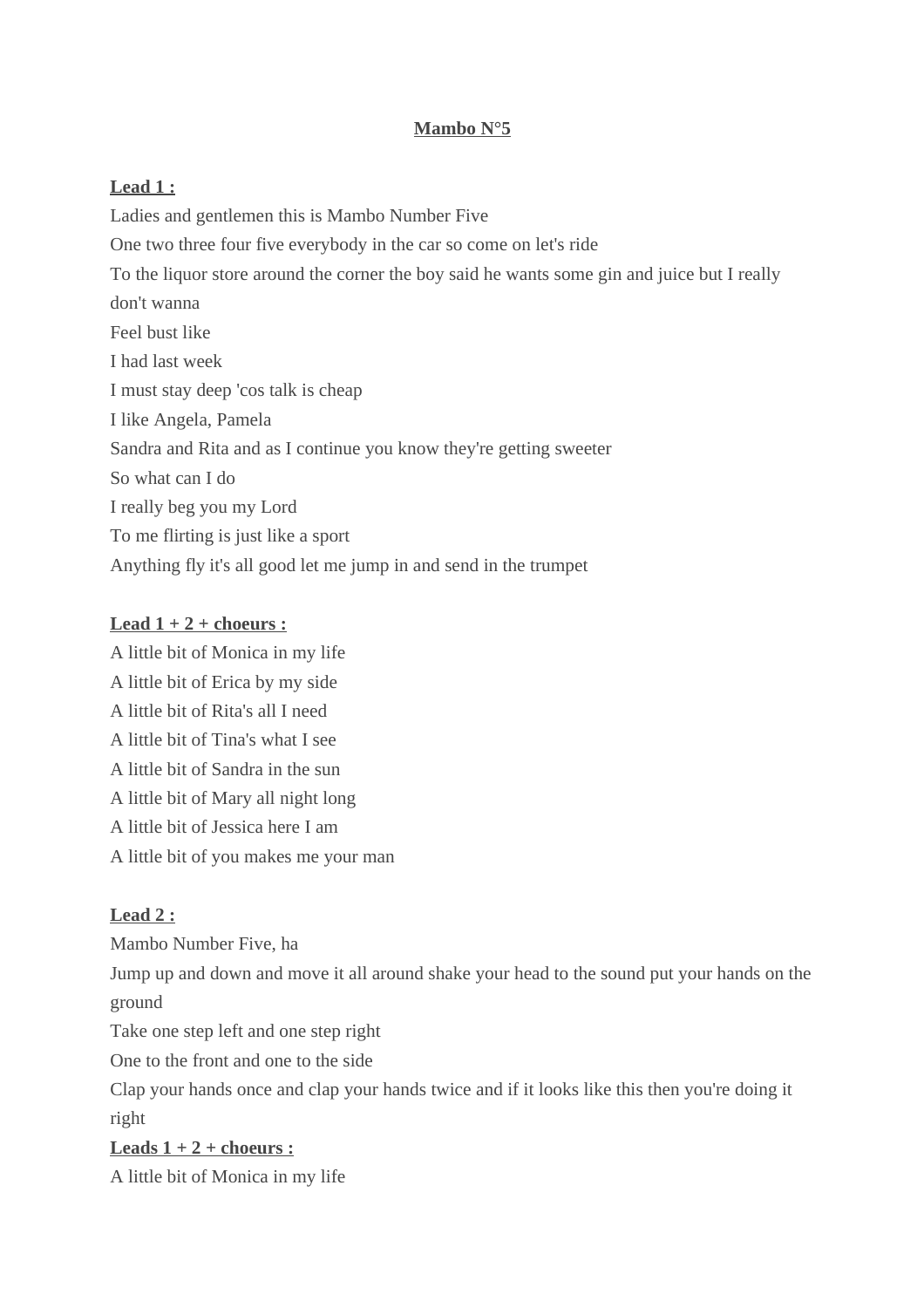# Mambo N°5

**Lead 1 :**

Ladies and gentlemen this is Mambo Number Five
One two three four five everybody in the car so come on let's ride
To the liquor store around the corner the boy said he wants some gin and juice but I really don't wanna
Feel bust like
I had last week
I must stay deep 'cos talk is cheap
I like Angela, Pamela
Sandra and Rita and as I continue you know they're getting sweeter
So what can I do
I really beg you my Lord
To me flirting is just like a sport
Anything fly it's all good let me jump in and send in the trumpet

**Lead 1 + 2 + choeurs :**

A little bit of Monica in my life
A little bit of Erica by my side
A little bit of Rita's all I need
A little bit of Tina's what I see
A little bit of Sandra in the sun
A little bit of Mary all night long
A little bit of Jessica here I am
A little bit of you makes me your man

**Lead 2 :**

Mambo Number Five, ha
Jump up and down and move it all around shake your head to the sound put your hands on the ground
Take one step left and one step right
One to the front and one to the side
Clap your hands once and clap your hands twice and if it looks like this then you're doing it right

**Leads 1 + 2 + choeurs :**

A little bit of Monica in my life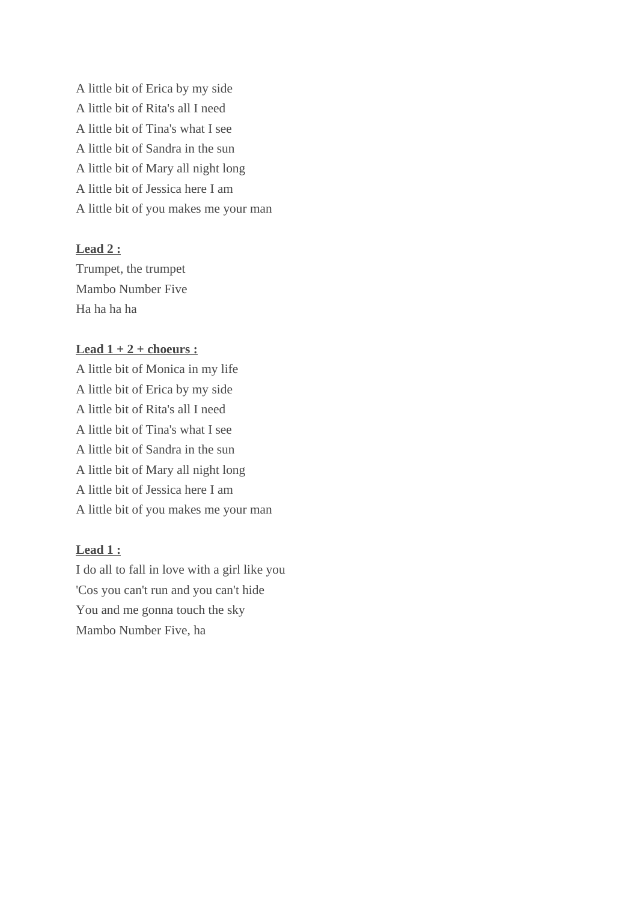A little bit of Erica by my side
A little bit of Rita's all I need
A little bit of Tina's what I see
A little bit of Sandra in the sun
A little bit of Mary all night long
A little bit of Jessica here I am
A little bit of you makes me your man

**Lead 2 :**
Trumpet, the trumpet
Mambo Number Five
Ha ha ha ha

**Lead 1 + 2 + choeurs :**
A little bit of Monica in my life
A little bit of Erica by my side
A little bit of Rita's all I need
A little bit of Tina's what I see
A little bit of Sandra in the sun
A little bit of Mary all night long
A little bit of Jessica here I am
A little bit of you makes me your man

**Lead 1 :**
I do all to fall in love with a girl like you
'Cos you can't run and you can't hide
You and me gonna touch the sky
Mambo Number Five, ha